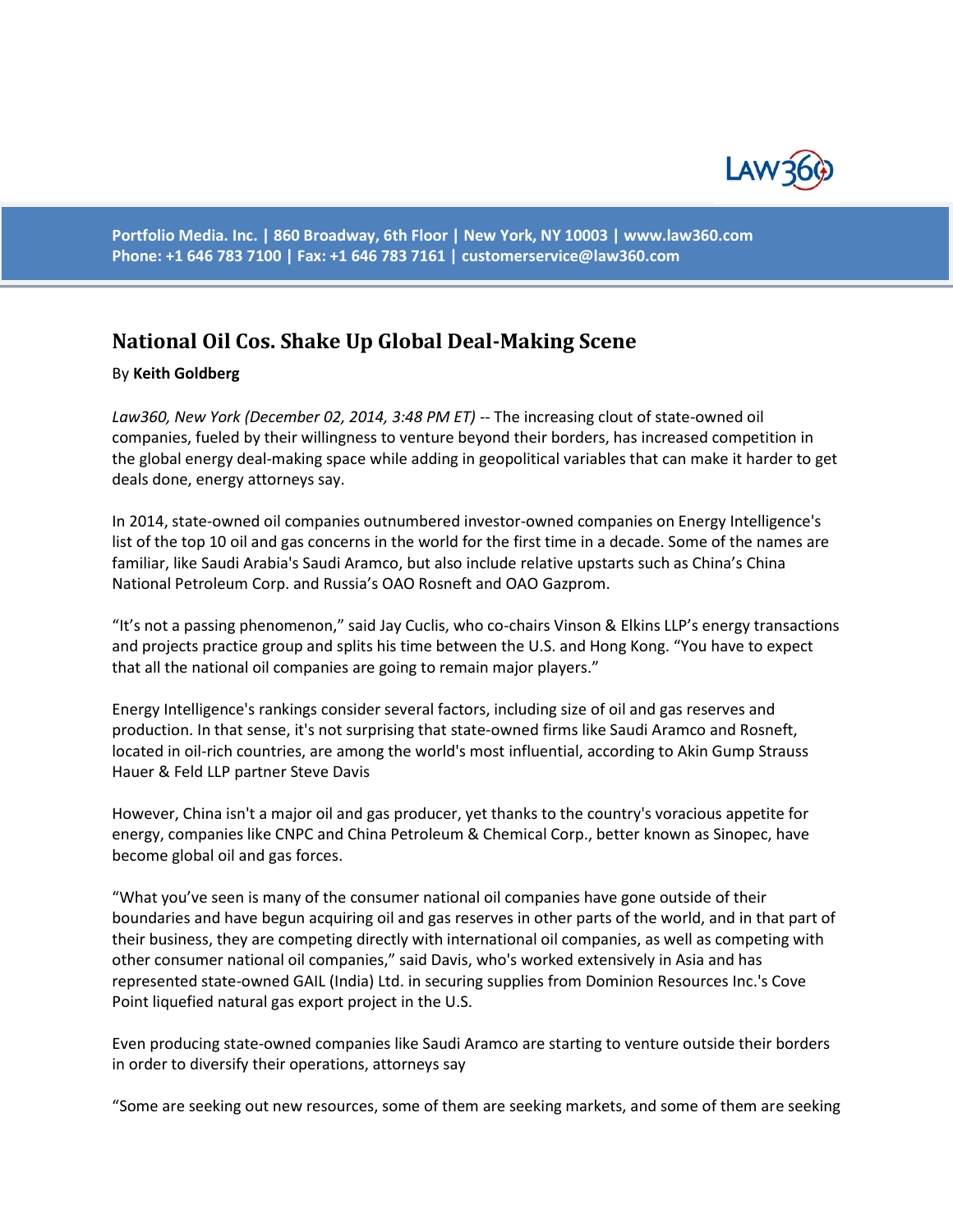Portfolio Media. Inc. | 860 Broadway, 6th Floor | New York, NY 10003 | www.law360.com
Phone: +1 646 783 7100 | Fax: +1 646 783 7161 | customerservice@law360.com

# National Oil Cos. Shake Up Global Deal-Making Scene

By **Keith Goldberg**

*Law360, New York (December 02, 2014, 3:48 PM ET)* -- The increasing clout of state-owned oil companies, fueled by their willingness to venture beyond their borders, has increased competition in the global energy deal-making space while adding in geopolitical variables that can make it harder to get deals done, energy attorneys say.

In 2014, state-owned oil companies outnumbered investor-owned companies on Energy Intelligence's list of the top 10 oil and gas concerns in the world for the first time in a decade. Some of the names are familiar, like Saudi Arabia's Saudi Aramco, but also include relative upstarts such as China's China National Petroleum Corp. and Russia's OAO Rosneft and OAO Gazprom.

"It's not a passing phenomenon," said Jay Cuclis, who co-chairs Vinson & Elkins LLP's energy transactions and projects practice group and splits his time between the U.S. and Hong Kong. "You have to expect that all the national oil companies are going to remain major players."

Energy Intelligence's rankings consider several factors, including size of oil and gas reserves and production. In that sense, it's not surprising that state-owned firms like Saudi Aramco and Rosneft, located in oil-rich countries, are among the world's most influential, according to Akin Gump Strauss Hauer & Feld LLP partner Steve Davis

However, China isn't a major oil and gas producer, yet thanks to the country's voracious appetite for energy, companies like CNPC and China Petroleum & Chemical Corp., better known as Sinopec, have become global oil and gas forces.

"What you've seen is many of the consumer national oil companies have gone outside of their boundaries and have begun acquiring oil and gas reserves in other parts of the world, and in that part of their business, they are competing directly with international oil companies, as well as competing with other consumer national oil companies," said Davis, who's worked extensively in Asia and has represented state-owned GAIL (India) Ltd. in securing supplies from Dominion Resources Inc.'s Cove Point liquefied natural gas export project in the U.S.

Even producing state-owned companies like Saudi Aramco are starting to venture outside their borders in order to diversify their operations, attorneys say

"Some are seeking out new resources, some of them are seeking markets, and some of them are seeking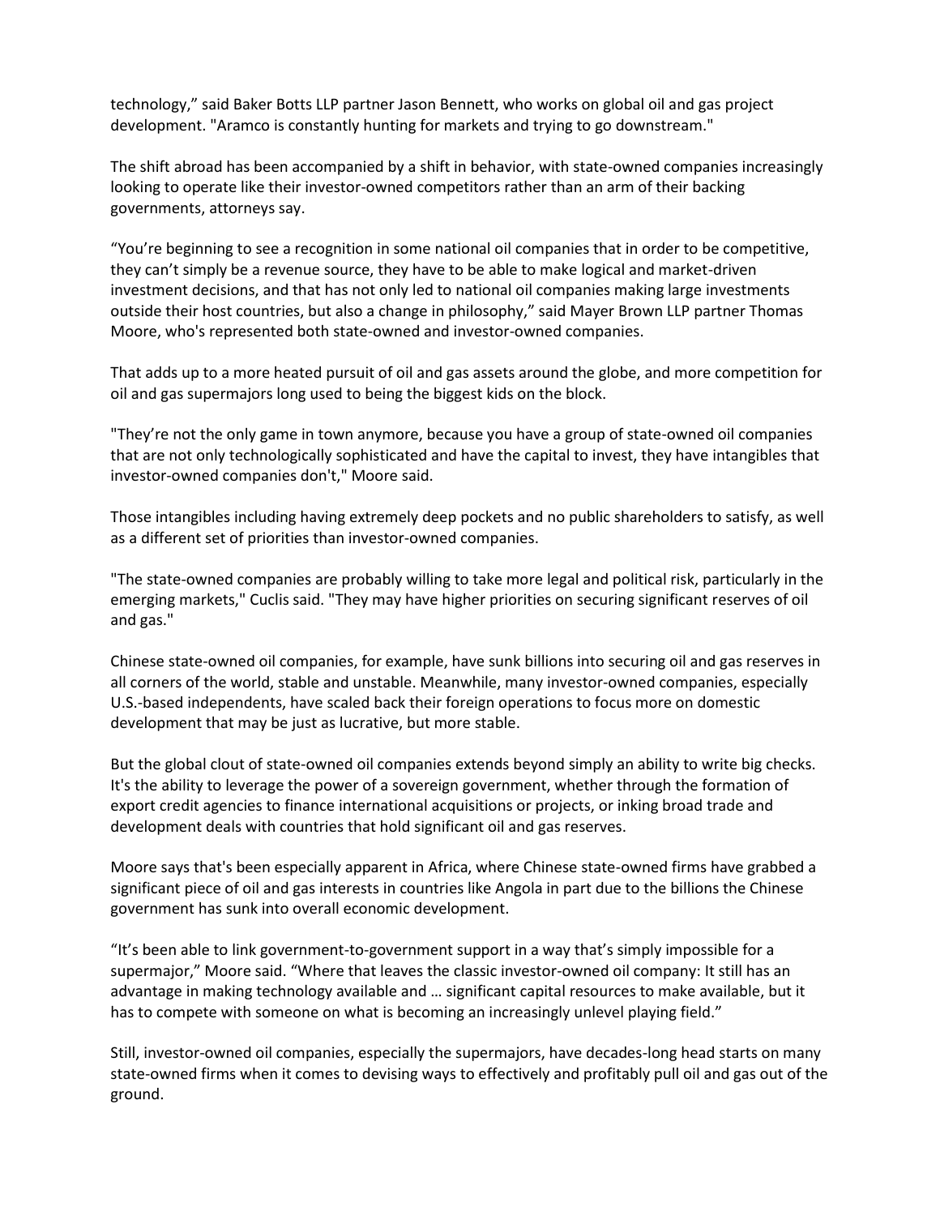technology," said Baker Botts LLP partner Jason Bennett, who works on global oil and gas project development. "Aramco is constantly hunting for markets and trying to go downstream."

The shift abroad has been accompanied by a shift in behavior, with state-owned companies increasingly looking to operate like their investor-owned competitors rather than an arm of their backing governments, attorneys say.

"You're beginning to see a recognition in some national oil companies that in order to be competitive, they can't simply be a revenue source, they have to be able to make logical and market-driven investment decisions, and that has not only led to national oil companies making large investments outside their host countries, but also a change in philosophy," said Mayer Brown LLP partner Thomas Moore, who's represented both state-owned and investor-owned companies.

That adds up to a more heated pursuit of oil and gas assets around the globe, and more competition for oil and gas supermajors long used to being the biggest kids on the block.

"They're not the only game in town anymore, because you have a group of state-owned oil companies that are not only technologically sophisticated and have the capital to invest, they have intangibles that investor-owned companies don't," Moore said.

Those intangibles including having extremely deep pockets and no public shareholders to satisfy, as well as a different set of priorities than investor-owned companies.

"The state-owned companies are probably willing to take more legal and political risk, particularly in the emerging markets," Cuclis said. "They may have higher priorities on securing significant reserves of oil and gas."

Chinese state-owned oil companies, for example, have sunk billions into securing oil and gas reserves in all corners of the world, stable and unstable. Meanwhile, many investor-owned companies, especially U.S.-based independents, have scaled back their foreign operations to focus more on domestic development that may be just as lucrative, but more stable.

But the global clout of state-owned oil companies extends beyond simply an ability to write big checks. It's the ability to leverage the power of a sovereign government, whether through the formation of export credit agencies to finance international acquisitions or projects, or inking broad trade and development deals with countries that hold significant oil and gas reserves.

Moore says that's been especially apparent in Africa, where Chinese state-owned firms have grabbed a significant piece of oil and gas interests in countries like Angola in part due to the billions the Chinese government has sunk into overall economic development.

"It's been able to link government-to-government support in a way that's simply impossible for a supermajor," Moore said. "Where that leaves the classic investor-owned oil company: It still has an advantage in making technology available and … significant capital resources to make available, but it has to compete with someone on what is becoming an increasingly unlevel playing field."

Still, investor-owned oil companies, especially the supermajors, have decades-long head starts on many state-owned firms when it comes to devising ways to effectively and profitably pull oil and gas out of the ground.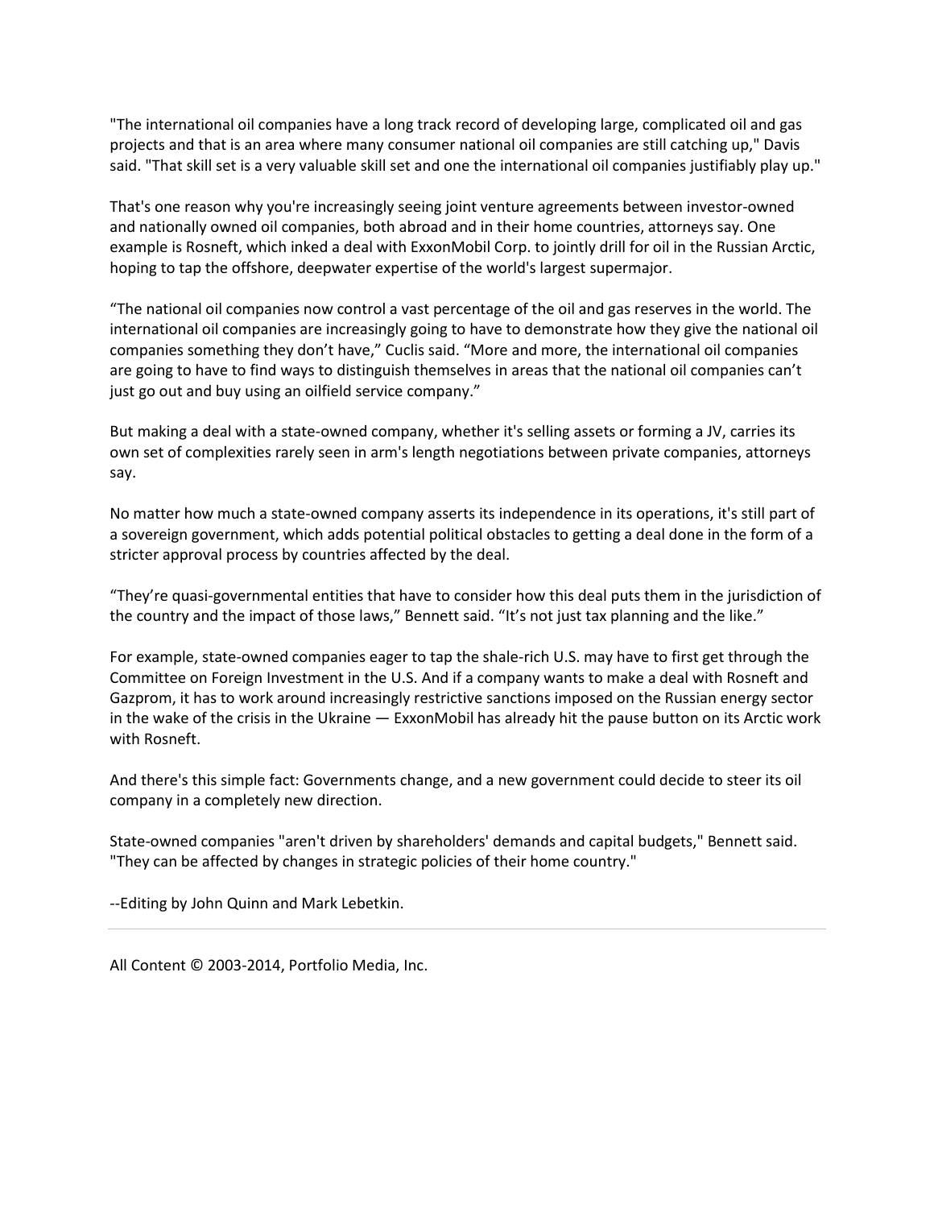"The international oil companies have a long track record of developing large, complicated oil and gas projects and that is an area where many consumer national oil companies are still catching up," Davis said. "That skill set is a very valuable skill set and one the international oil companies justifiably play up."

That's one reason why you're increasingly seeing joint venture agreements between investor-owned and nationally owned oil companies, both abroad and in their home countries, attorneys say. One example is Rosneft, which inked a deal with ExxonMobil Corp. to jointly drill for oil in the Russian Arctic, hoping to tap the offshore, deepwater expertise of the world's largest supermajor.

"The national oil companies now control a vast percentage of the oil and gas reserves in the world. The international oil companies are increasingly going to have to demonstrate how they give the national oil companies something they don't have," Cuclis said. "More and more, the international oil companies are going to have to find ways to distinguish themselves in areas that the national oil companies can't just go out and buy using an oilfield service company."

But making a deal with a state-owned company, whether it's selling assets or forming a JV, carries its own set of complexities rarely seen in arm's length negotiations between private companies, attorneys say.

No matter how much a state-owned company asserts its independence in its operations, it's still part of a sovereign government, which adds potential political obstacles to getting a deal done in the form of a stricter approval process by countries affected by the deal.

"They're quasi-governmental entities that have to consider how this deal puts them in the jurisdiction of the country and the impact of those laws," Bennett said. "It's not just tax planning and the like."

For example, state-owned companies eager to tap the shale-rich U.S. may have to first get through the Committee on Foreign Investment in the U.S. And if a company wants to make a deal with Rosneft and Gazprom, it has to work around increasingly restrictive sanctions imposed on the Russian energy sector in the wake of the crisis in the Ukraine — ExxonMobil has already hit the pause button on its Arctic work with Rosneft.

And there's this simple fact: Governments change, and a new government could decide to steer its oil company in a completely new direction.

State-owned companies "aren't driven by shareholders' demands and capital budgets," Bennett said. "They can be affected by changes in strategic policies of their home country."

--Editing by John Quinn and Mark Lebetkin.

---

All Content © 2003-2014, Portfolio Media, Inc.